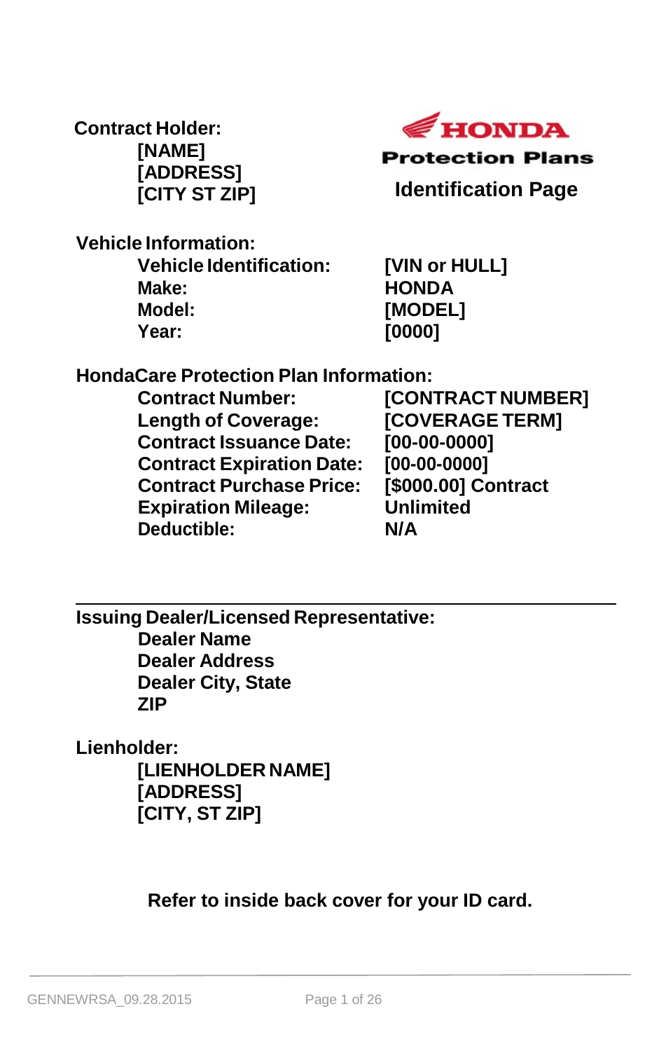**Contract Holder:**
**[NAME]**
**[ADDRESS]**
**[CITY ST ZIP]**

**HONDA**
**Protection Plans**

## Identification Page

**Vehicle Information:**

| | |
|---|---|
| **Vehicle Identification:** | **[VIN or HULL]** |
| **Make:** | **HONDA** |
| **Model:** | **[MODEL]** |
| **Year:** | **[0000]** |

**HondaCare Protection Plan Information:**

| | |
|---|---|
| **Contract Number:** | **[CONTRACT NUMBER]** |
| **Length of Coverage:** | **[COVERAGE TERM]** |
| **Contract Issuance Date:** | **[00-00-0000]** |
| **Contract Expiration Date:** | **[00-00-0000]** |
| **Contract Purchase Price:** | **[$000.00] Contract** |
| **Expiration Mileage:** | **Unlimited** |
| **Deductible:** | **N/A** |

---

**Issuing Dealer/Licensed Representative:**
**Dealer Name**
**Dealer Address**
**Dealer City, State**
**ZIP**

**Lienholder:**
**[LIENHOLDER NAME]**
**[ADDRESS]**
**[CITY, ST ZIP]**

**Refer to inside back cover for your ID card.**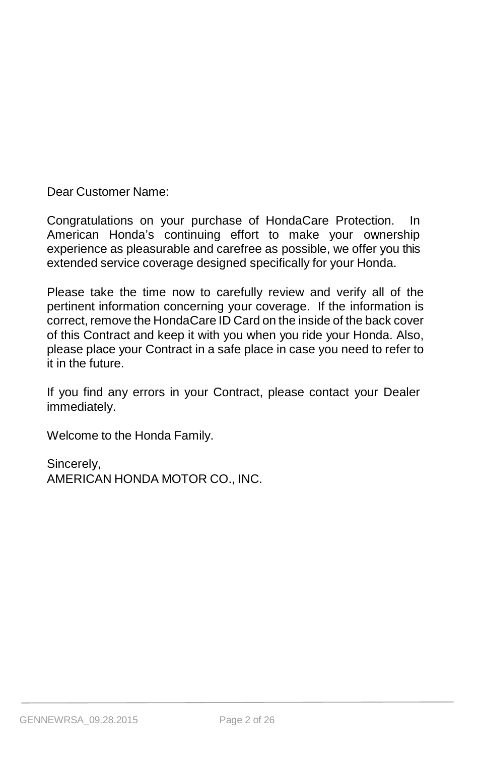Dear Customer Name:

Congratulations on your purchase of HondaCare Protection. In American Honda's continuing effort to make your ownership experience as pleasurable and carefree as possible, we offer you this extended service coverage designed specifically for your Honda.

Please take the time now to carefully review and verify all of the pertinent information concerning your coverage. If the information is correct, remove the HondaCare ID Card on the inside of the back cover of this Contract and keep it with you when you ride your Honda. Also, please place your Contract in a safe place in case you need to refer to it in the future.

If you find any errors in your Contract, please contact your Dealer immediately.

Welcome to the Honda Family.

Sincerely,
AMERICAN HONDA MOTOR CO., INC.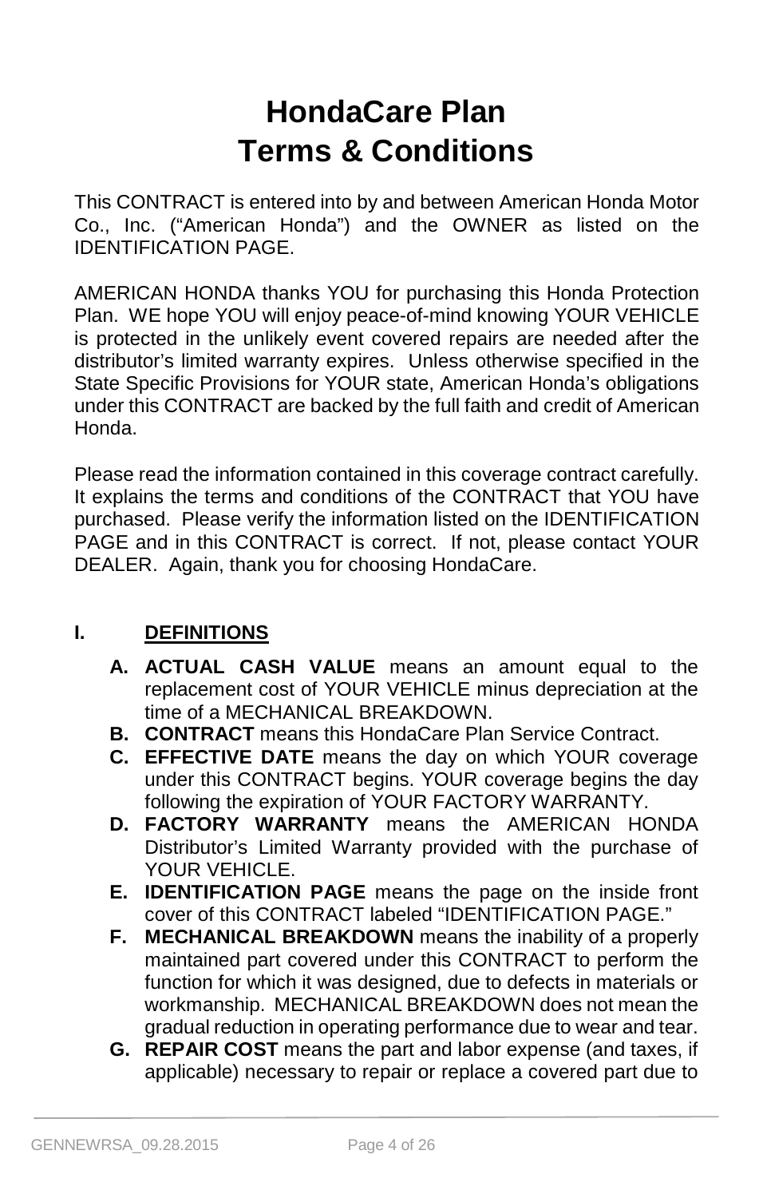# HondaCare Plan
# Terms & Conditions

This CONTRACT is entered into by and between American Honda Motor Co., Inc. ("American Honda") and the OWNER as listed on the IDENTIFICATION PAGE.

AMERICAN HONDA thanks YOU for purchasing this Honda Protection Plan. WE hope YOU will enjoy peace-of-mind knowing YOUR VEHICLE is protected in the unlikely event covered repairs are needed after the distributor's limited warranty expires. Unless otherwise specified in the State Specific Provisions for YOUR state, American Honda's obligations under this CONTRACT are backed by the full faith and credit of American Honda.

Please read the information contained in this coverage contract carefully. It explains the terms and conditions of the CONTRACT that YOU have purchased. Please verify the information listed on the IDENTIFICATION PAGE and in this CONTRACT is correct. If not, please contact YOUR DEALER. Again, thank you for choosing HondaCare.

## I. DEFINITIONS

- **A. ACTUAL CASH VALUE** means an amount equal to the replacement cost of YOUR VEHICLE minus depreciation at the time of a MECHANICAL BREAKDOWN.
- **B. CONTRACT** means this HondaCare Plan Service Contract.
- **C. EFFECTIVE DATE** means the day on which YOUR coverage under this CONTRACT begins. YOUR coverage begins the day following the expiration of YOUR FACTORY WARRANTY.
- **D. FACTORY WARRANTY** means the AMERICAN HONDA Distributor's Limited Warranty provided with the purchase of YOUR VEHICLE.
- **E. IDENTIFICATION PAGE** means the page on the inside front cover of this CONTRACT labeled "IDENTIFICATION PAGE."
- **F. MECHANICAL BREAKDOWN** means the inability of a properly maintained part covered under this CONTRACT to perform the function for which it was designed, due to defects in materials or workmanship. MECHANICAL BREAKDOWN does not mean the gradual reduction in operating performance due to wear and tear.
- **G. REPAIR COST** means the part and labor expense (and taxes, if applicable) necessary to repair or replace a covered part due to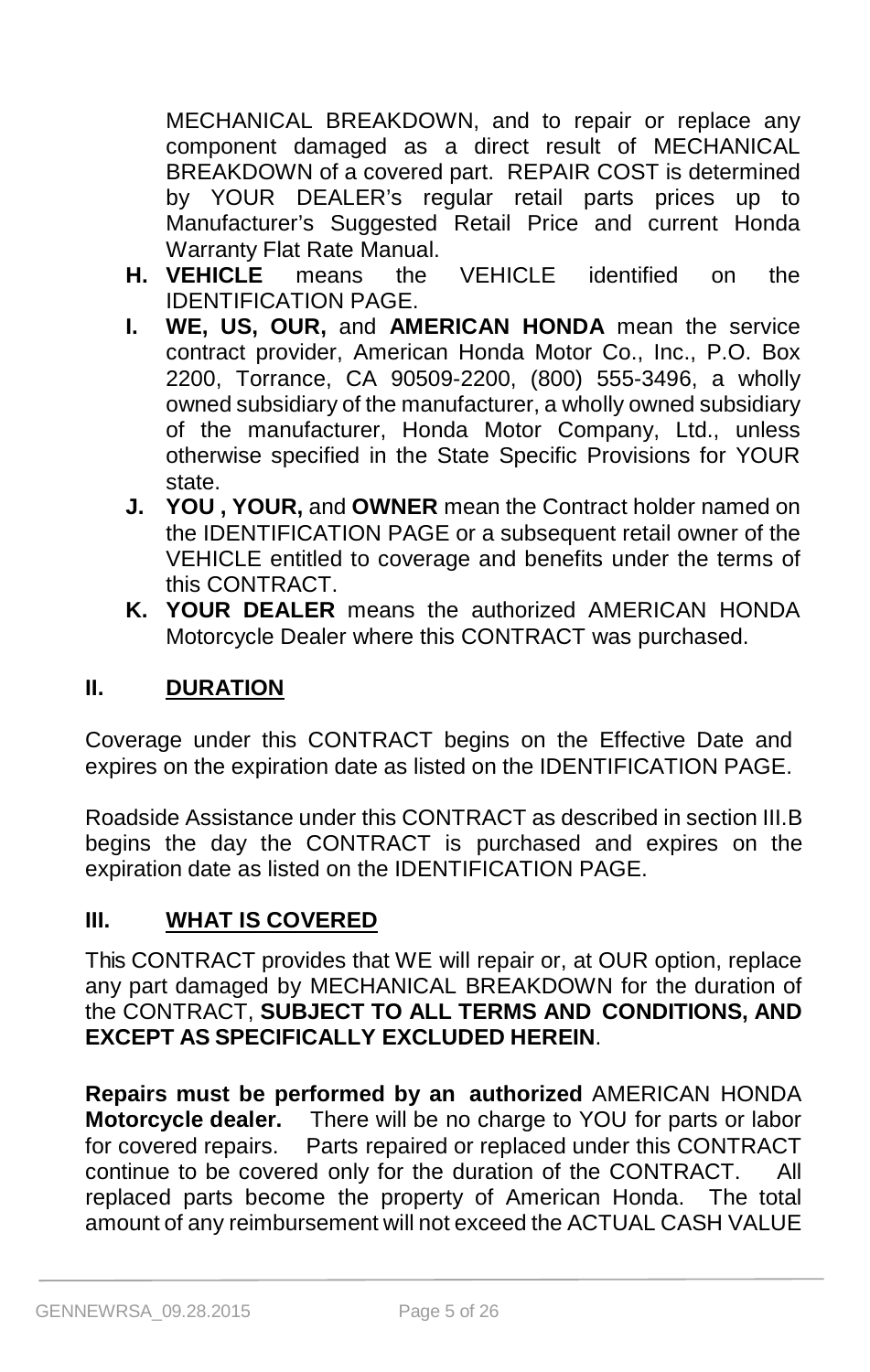MECHANICAL BREAKDOWN, and to repair or replace any component damaged as a direct result of MECHANICAL BREAKDOWN of a covered part. REPAIR COST is determined by YOUR DEALER's regular retail parts prices up to Manufacturer's Suggested Retail Price and current Honda Warranty Flat Rate Manual.

- **H. VEHICLE** means the VEHICLE identified on the IDENTIFICATION PAGE.
- **I. WE, US, OUR,** and **AMERICAN HONDA** mean the service contract provider, American Honda Motor Co., Inc., P.O. Box 2200, Torrance, CA 90509-2200, (800) 555-3496, a wholly owned subsidiary of the manufacturer, a wholly owned subsidiary of the manufacturer, Honda Motor Company, Ltd., unless otherwise specified in the State Specific Provisions for YOUR state.
- **J. YOU , YOUR,** and **OWNER** mean the Contract holder named on the IDENTIFICATION PAGE or a subsequent retail owner of the VEHICLE entitled to coverage and benefits under the terms of this CONTRACT.
- **K. YOUR DEALER** means the authorized AMERICAN HONDA Motorcycle Dealer where this CONTRACT was purchased.

## II. DURATION

Coverage under this CONTRACT begins on the Effective Date and expires on the expiration date as listed on the IDENTIFICATION PAGE.

Roadside Assistance under this CONTRACT as described in section III.B begins the day the CONTRACT is purchased and expires on the expiration date as listed on the IDENTIFICATION PAGE.

## III. WHAT IS COVERED

This CONTRACT provides that WE will repair or, at OUR option, replace any part damaged by MECHANICAL BREAKDOWN for the duration of the CONTRACT, **SUBJECT TO ALL TERMS AND CONDITIONS, AND EXCEPT AS SPECIFICALLY EXCLUDED HEREIN**.

**Repairs must be performed by an authorized** AMERICAN HONDA **Motorcycle dealer.** There will be no charge to YOU for parts or labor for covered repairs. Parts repaired or replaced under this CONTRACT continue to be covered only for the duration of the CONTRACT. All replaced parts become the property of American Honda. The total amount of any reimbursement will not exceed the ACTUAL CASH VALUE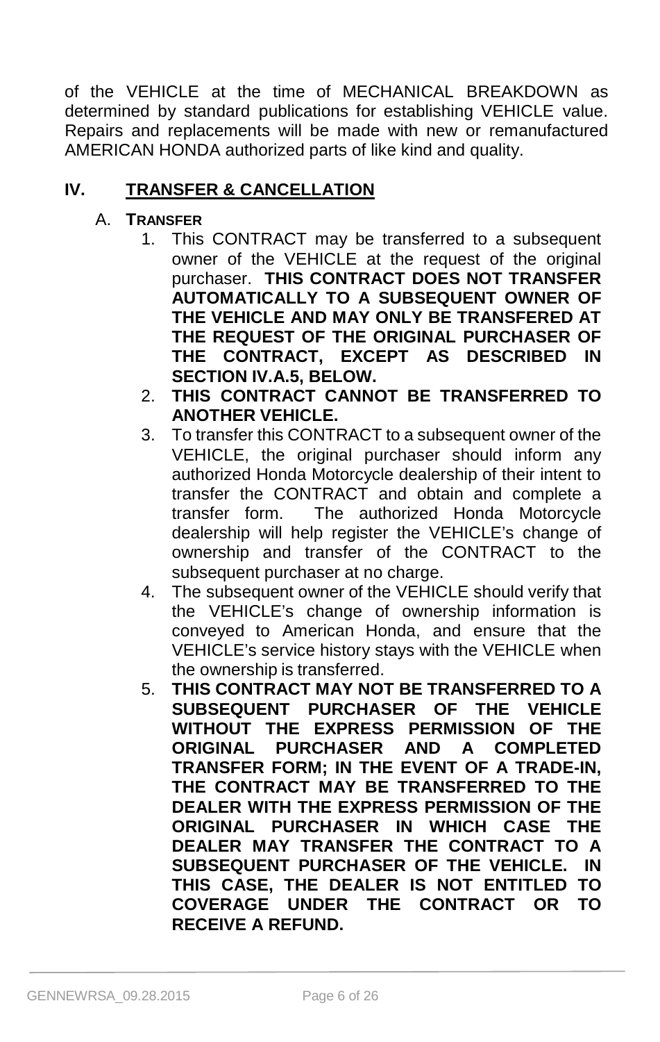of the VEHICLE at the time of MECHANICAL BREAKDOWN as determined by standard publications for establishing VEHICLE value. Repairs and replacements will be made with new or remanufactured AMERICAN HONDA authorized parts of like kind and quality.

## IV. TRANSFER & CANCELLATION

### A. TRANSFER

1. This CONTRACT may be transferred to a subsequent owner of the VEHICLE at the request of the original purchaser. **THIS CONTRACT DOES NOT TRANSFER AUTOMATICALLY TO A SUBSEQUENT OWNER OF THE VEHICLE AND MAY ONLY BE TRANSFERED AT THE REQUEST OF THE ORIGINAL PURCHASER OF THE CONTRACT, EXCEPT AS DESCRIBED IN SECTION IV.A.5, BELOW.**
2. **THIS CONTRACT CANNOT BE TRANSFERRED TO ANOTHER VEHICLE.**
3. To transfer this CONTRACT to a subsequent owner of the VEHICLE, the original purchaser should inform any authorized Honda Motorcycle dealership of their intent to transfer the CONTRACT and obtain and complete a transfer form. The authorized Honda Motorcycle dealership will help register the VEHICLE's change of ownership and transfer of the CONTRACT to the subsequent purchaser at no charge.
4. The subsequent owner of the VEHICLE should verify that the VEHICLE's change of ownership information is conveyed to American Honda, and ensure that the VEHICLE's service history stays with the VEHICLE when the ownership is transferred.
5. **THIS CONTRACT MAY NOT BE TRANSFERRED TO A SUBSEQUENT PURCHASER OF THE VEHICLE WITHOUT THE EXPRESS PERMISSION OF THE ORIGINAL PURCHASER AND A COMPLETED TRANSFER FORM; IN THE EVENT OF A TRADE-IN, THE CONTRACT MAY BE TRANSFERRED TO THE DEALER WITH THE EXPRESS PERMISSION OF THE ORIGINAL PURCHASER IN WHICH CASE THE DEALER MAY TRANSFER THE CONTRACT TO A SUBSEQUENT PURCHASER OF THE VEHICLE. IN THIS CASE, THE DEALER IS NOT ENTITLED TO COVERAGE UNDER THE CONTRACT OR TO RECEIVE A REFUND.**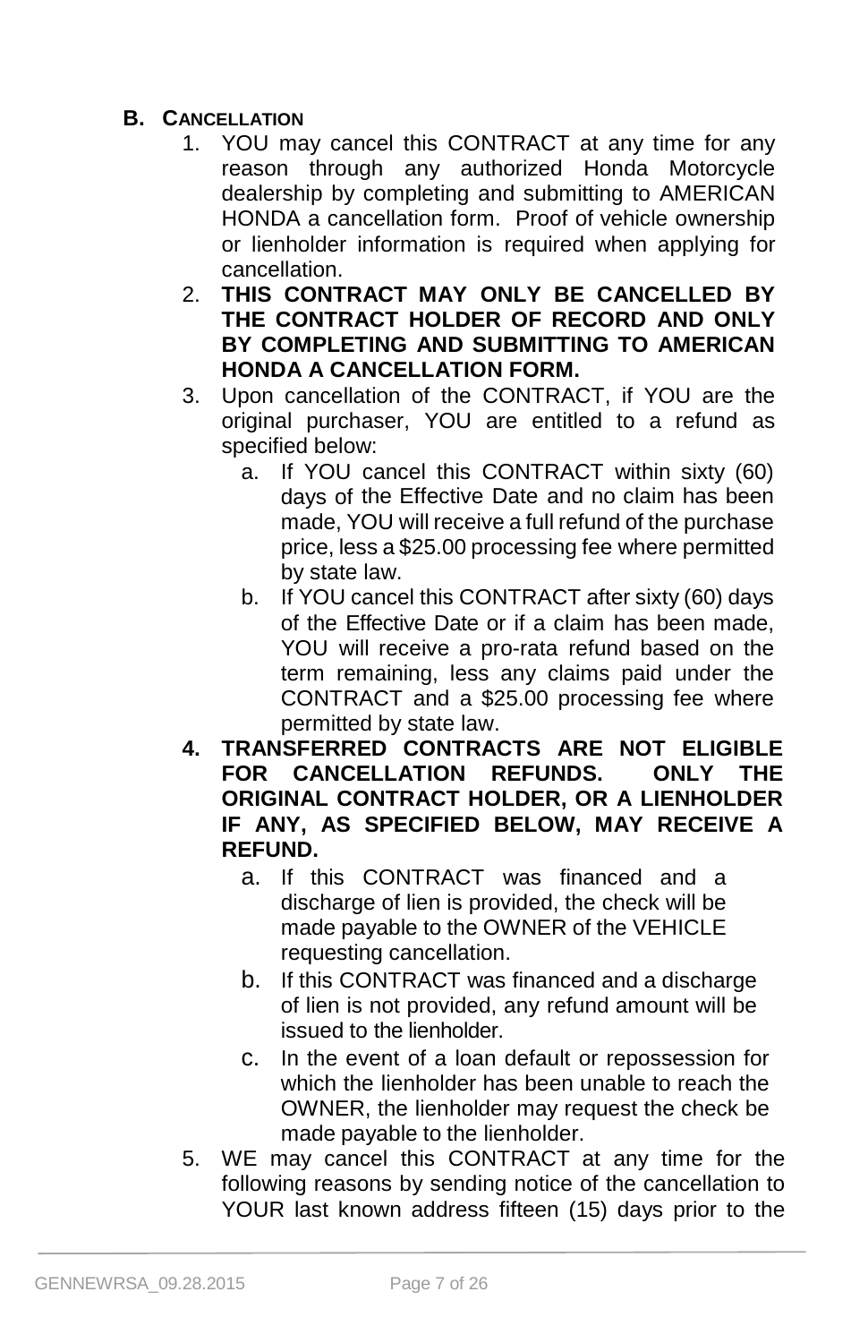## B. CANCELLATION

1. YOU may cancel this CONTRACT at any time for any reason through any authorized Honda Motorcycle dealership by completing and submitting to AMERICAN HONDA a cancellation form. Proof of vehicle ownership or lienholder information is required when applying for cancellation.
2. **THIS CONTRACT MAY ONLY BE CANCELLED BY THE CONTRACT HOLDER OF RECORD AND ONLY BY COMPLETING AND SUBMITTING TO AMERICAN HONDA A CANCELLATION FORM.**
3. Upon cancellation of the CONTRACT, if YOU are the original purchaser, YOU are entitled to a refund as specified below:
   a. If YOU cancel this CONTRACT within sixty (60) days of the Effective Date and no claim has been made, YOU will receive a full refund of the purchase price, less a $25.00 processing fee where permitted by state law.
   b. If YOU cancel this CONTRACT after sixty (60) days of the Effective Date or if a claim has been made, YOU will receive a pro-rata refund based on the term remaining, less any claims paid under the CONTRACT and a $25.00 processing fee where permitted by state law.
4. **TRANSFERRED CONTRACTS ARE NOT ELIGIBLE FOR CANCELLATION REFUNDS. ONLY THE ORIGINAL CONTRACT HOLDER, OR A LIENHOLDER IF ANY, AS SPECIFIED BELOW, MAY RECEIVE A REFUND.**
   a. If this CONTRACT was financed and a discharge of lien is provided, the check will be made payable to the OWNER of the VEHICLE requesting cancellation.
   b. If this CONTRACT was financed and a discharge of lien is not provided, any refund amount will be issued to the lienholder.
   c. In the event of a loan default or repossession for which the lienholder has been unable to reach the OWNER, the lienholder may request the check be made payable to the lienholder.
5. WE may cancel this CONTRACT at any time for the following reasons by sending notice of the cancellation to YOUR last known address fifteen (15) days prior to the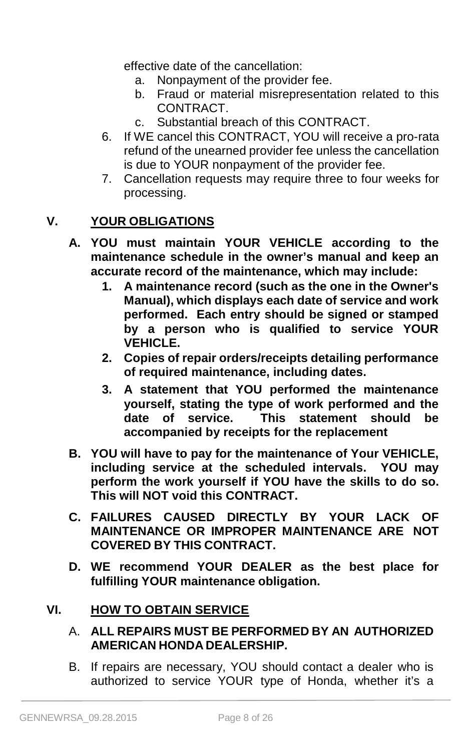effective date of the cancellation:

   a. Nonpayment of the provider fee.
   b. Fraud or material misrepresentation related to this CONTRACT.
   c. Substantial breach of this CONTRACT.

6. If WE cancel this CONTRACT, YOU will receive a pro-rata refund of the unearned provider fee unless the cancellation is due to YOUR nonpayment of the provider fee.
7. Cancellation requests may require three to four weeks for processing.

## V. YOUR OBLIGATIONS

**A. YOU must maintain YOUR VEHICLE according to the maintenance schedule in the owner's manual and keep an accurate record of the maintenance, which may include:**

   **1. A maintenance record (such as the one in the Owner's Manual), which displays each date of service and work performed. Each entry should be signed or stamped by a person who is qualified to service YOUR VEHICLE.**

   **2. Copies of repair orders/receipts detailing performance of required maintenance, including dates.**

   **3. A statement that YOU performed the maintenance yourself, stating the type of work performed and the date of service. This statement should be accompanied by receipts for the replacement**

**B. YOU will have to pay for the maintenance of Your VEHICLE, including service at the scheduled intervals. YOU may perform the work yourself if YOU have the skills to do so. This will NOT void this CONTRACT.**

**C. FAILURES CAUSED DIRECTLY BY YOUR LACK OF MAINTENANCE OR IMPROPER MAINTENANCE ARE NOT COVERED BY THIS CONTRACT.**

**D. WE recommend YOUR DEALER as the best place for fulfilling YOUR maintenance obligation.**

## VI. HOW TO OBTAIN SERVICE

A. **ALL REPAIRS MUST BE PERFORMED BY AN AUTHORIZED AMERICAN HONDA DEALERSHIP.**

B. If repairs are necessary, YOU should contact a dealer who is authorized to service YOUR type of Honda, whether it's a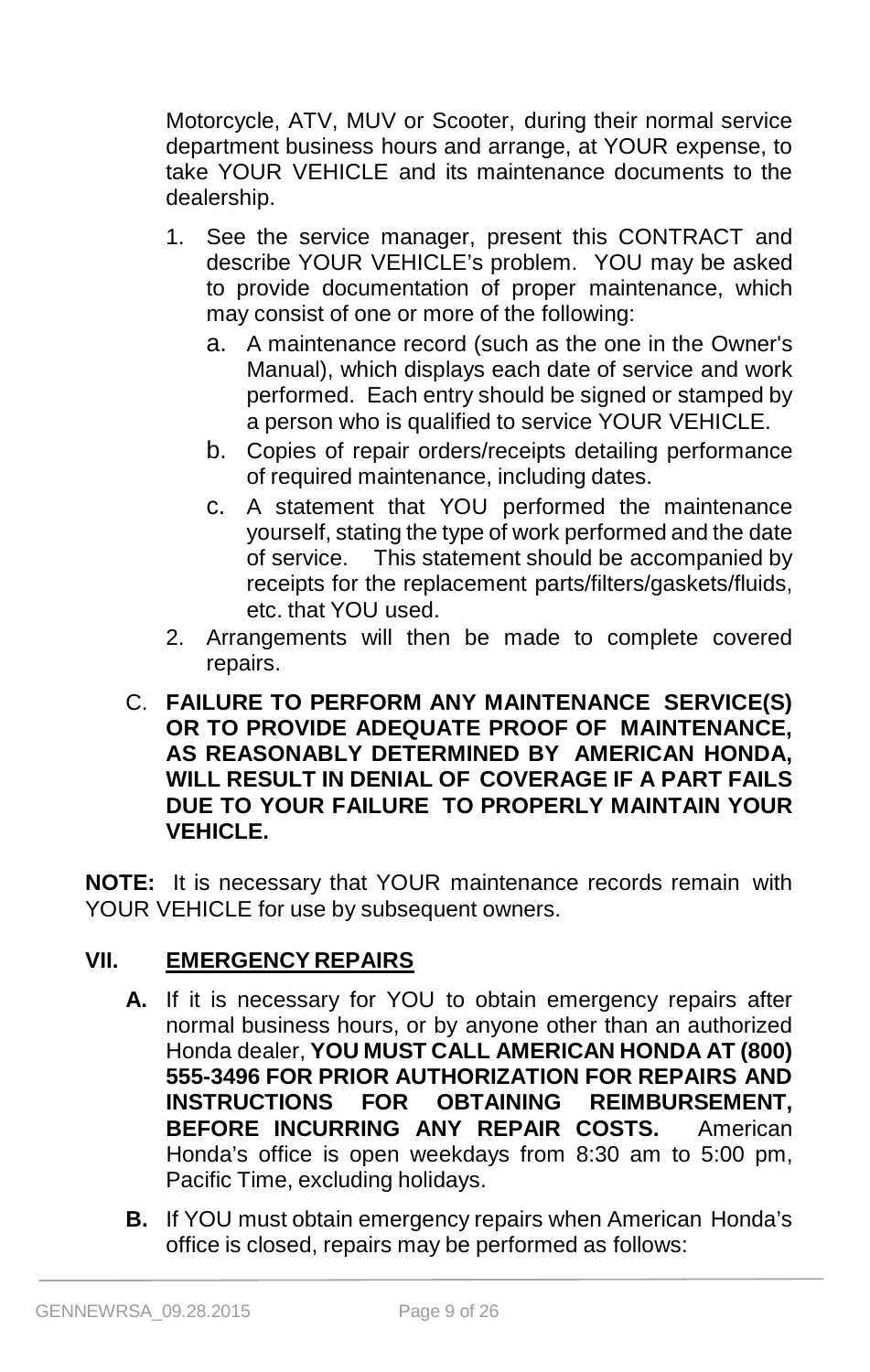Motorcycle, ATV, MUV or Scooter, during their normal service department business hours and arrange, at YOUR expense, to take YOUR VEHICLE and its maintenance documents to the dealership.

1. See the service manager, present this CONTRACT and describe YOUR VEHICLE's problem. YOU may be asked to provide documentation of proper maintenance, which may consist of one or more of the following:
   a. A maintenance record (such as the one in the Owner's Manual), which displays each date of service and work performed. Each entry should be signed or stamped by a person who is qualified to service YOUR VEHICLE.
   b. Copies of repair orders/receipts detailing performance of required maintenance, including dates.
   c. A statement that YOU performed the maintenance yourself, stating the type of work performed and the date of service. This statement should be accompanied by receipts for the replacement parts/filters/gaskets/fluids, etc. that YOU used.
2. Arrangements will then be made to complete covered repairs.

C. **FAILURE TO PERFORM ANY MAINTENANCE SERVICE(S) OR TO PROVIDE ADEQUATE PROOF OF MAINTENANCE, AS REASONABLY DETERMINED BY AMERICAN HONDA, WILL RESULT IN DENIAL OF COVERAGE IF A PART FAILS DUE TO YOUR FAILURE TO PROPERLY MAINTAIN YOUR VEHICLE.**

**NOTE:** It is necessary that YOUR maintenance records remain with YOUR VEHICLE for use by subsequent owners.

## VII. EMERGENCY REPAIRS

**A.** If it is necessary for YOU to obtain emergency repairs after normal business hours, or by anyone other than an authorized Honda dealer, **YOU MUST CALL AMERICAN HONDA AT (800) 555-3496 FOR PRIOR AUTHORIZATION FOR REPAIRS AND INSTRUCTIONS FOR OBTAINING REIMBURSEMENT, BEFORE INCURRING ANY REPAIR COSTS.** American Honda's office is open weekdays from 8:30 am to 5:00 pm, Pacific Time, excluding holidays.

**B.** If YOU must obtain emergency repairs when American Honda's office is closed, repairs may be performed as follows: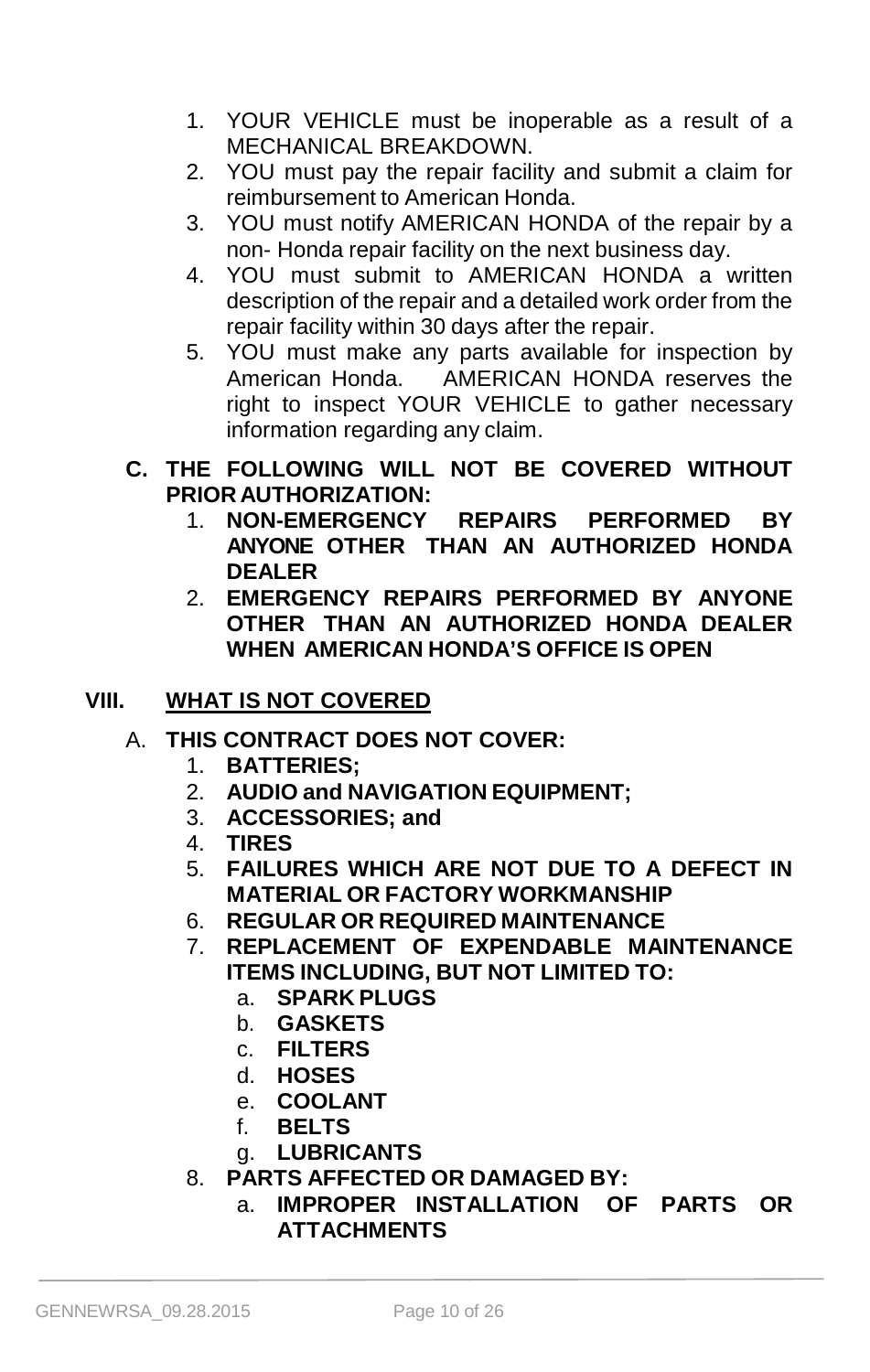1. YOUR VEHICLE must be inoperable as a result of a MECHANICAL BREAKDOWN.
2. YOU must pay the repair facility and submit a claim for reimbursement to American Honda.
3. YOU must notify AMERICAN HONDA of the repair by a non- Honda repair facility on the next business day.
4. YOU must submit to AMERICAN HONDA a written description of the repair and a detailed work order from the repair facility within 30 days after the repair.
5. YOU must make any parts available for inspection by American Honda. AMERICAN HONDA reserves the right to inspect YOUR VEHICLE to gather necessary information regarding any claim.

**C. THE FOLLOWING WILL NOT BE COVERED WITHOUT PRIOR AUTHORIZATION:**

1. **NON-EMERGENCY REPAIRS PERFORMED BY ANYONE OTHER THAN AN AUTHORIZED HONDA DEALER**
2. **EMERGENCY REPAIRS PERFORMED BY ANYONE OTHER THAN AN AUTHORIZED HONDA DEALER WHEN AMERICAN HONDA'S OFFICE IS OPEN**

## VIII. WHAT IS NOT COVERED

A. **THIS CONTRACT DOES NOT COVER:**

1. **BATTERIES;**
2. **AUDIO and NAVIGATION EQUIPMENT;**
3. **ACCESSORIES; and**
4. **TIRES**
5. **FAILURES WHICH ARE NOT DUE TO A DEFECT IN MATERIAL OR FACTORY WORKMANSHIP**
6. **REGULAR OR REQUIRED MAINTENANCE**
7. **REPLACEMENT OF EXPENDABLE MAINTENANCE ITEMS INCLUDING, BUT NOT LIMITED TO:**
   a. **SPARK PLUGS**
   b. **GASKETS**
   c. **FILTERS**
   d. **HOSES**
   e. **COOLANT**
   f. **BELTS**
   g. **LUBRICANTS**
8. **PARTS AFFECTED OR DAMAGED BY:**
   a. **IMPROPER INSTALLATION OF PARTS OR ATTACHMENTS**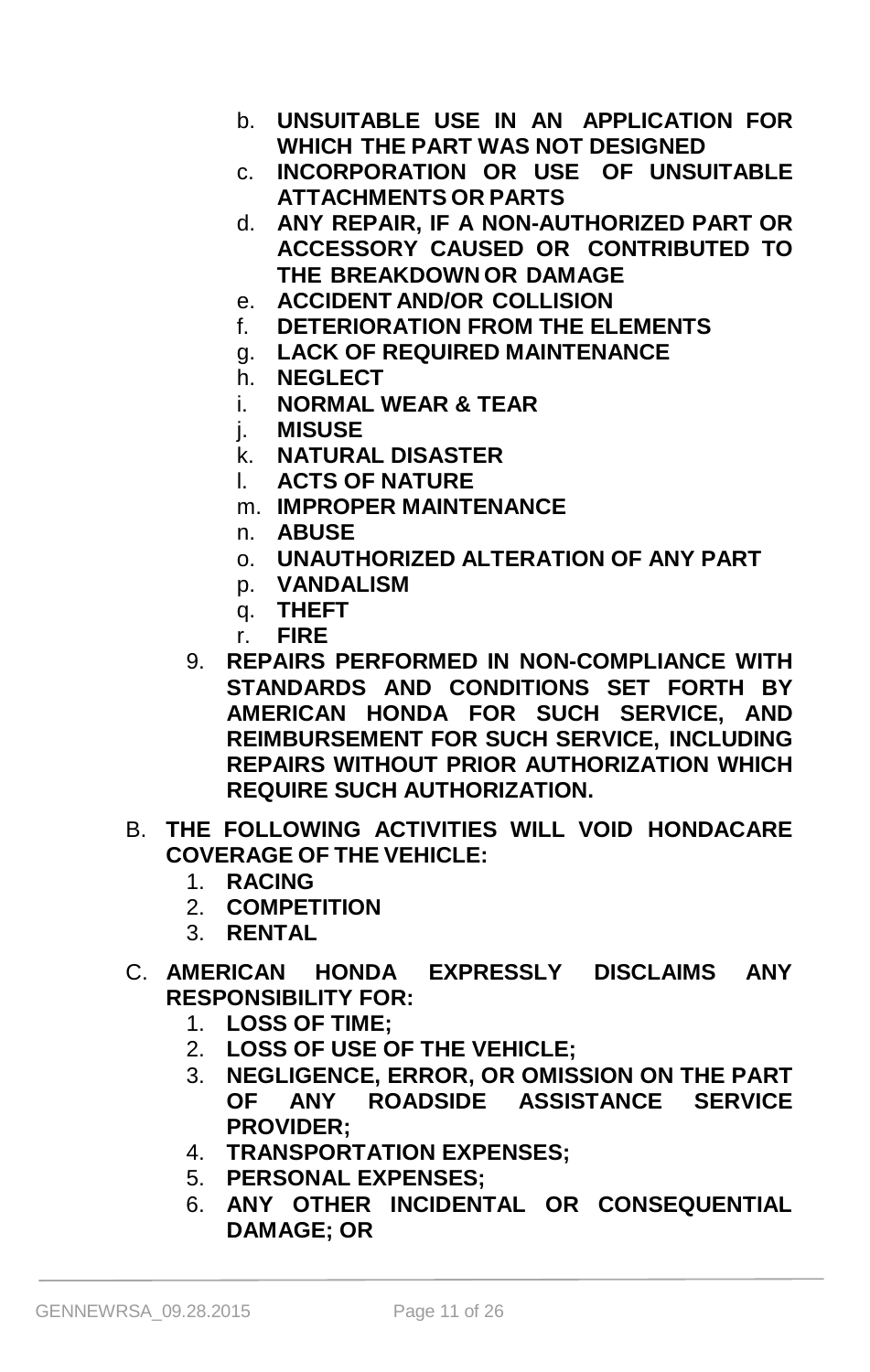b. **UNSUITABLE USE IN AN APPLICATION FOR WHICH THE PART WAS NOT DESIGNED**
   c. **INCORPORATION OR USE OF UNSUITABLE ATTACHMENTS OR PARTS**
   d. **ANY REPAIR, IF A NON-AUTHORIZED PART OR ACCESSORY CAUSED OR CONTRIBUTED TO THE BREAKDOWN OR DAMAGE**
   e. **ACCIDENT AND/OR COLLISION**
   f. **DETERIORATION FROM THE ELEMENTS**
   g. **LACK OF REQUIRED MAINTENANCE**
   h. **NEGLECT**
   i. **NORMAL WEAR & TEAR**
   j. **MISUSE**
   k. **NATURAL DISASTER**
   l. **ACTS OF NATURE**
   m. **IMPROPER MAINTENANCE**
   n. **ABUSE**
   o. **UNAUTHORIZED ALTERATION OF ANY PART**
   p. **VANDALISM**
   q. **THEFT**
   r. **FIRE**

9. **REPAIRS PERFORMED IN NON-COMPLIANCE WITH STANDARDS AND CONDITIONS SET FORTH BY AMERICAN HONDA FOR SUCH SERVICE, AND REIMBURSEMENT FOR SUCH SERVICE, INCLUDING REPAIRS WITHOUT PRIOR AUTHORIZATION WHICH REQUIRE SUCH AUTHORIZATION.**

B. **THE FOLLOWING ACTIVITIES WILL VOID HONDACARE COVERAGE OF THE VEHICLE:**

   1. **RACING**
   2. **COMPETITION**
   3. **RENTAL**

C. **AMERICAN HONDA EXPRESSLY DISCLAIMS ANY RESPONSIBILITY FOR:**

   1. **LOSS OF TIME;**
   2. **LOSS OF USE OF THE VEHICLE;**
   3. **NEGLIGENCE, ERROR, OR OMISSION ON THE PART OF ANY ROADSIDE ASSISTANCE SERVICE PROVIDER;**
   4. **TRANSPORTATION EXPENSES;**
   5. **PERSONAL EXPENSES;**
   6. **ANY OTHER INCIDENTAL OR CONSEQUENTIAL DAMAGE; OR**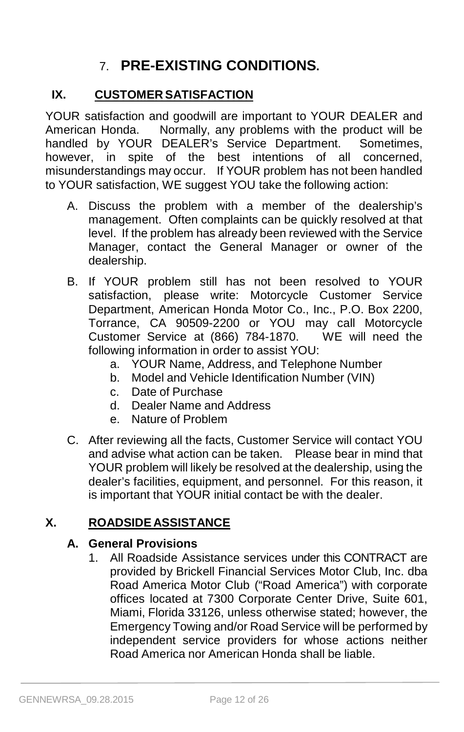## 7. **PRE-EXISTING CONDITIONS.**

## IX. CUSTOMER SATISFACTION

YOUR satisfaction and goodwill are important to YOUR DEALER and American Honda. Normally, any problems with the product will be handled by YOUR DEALER's Service Department. Sometimes, however, in spite of the best intentions of all concerned, misunderstandings may occur. If YOUR problem has not been handled to YOUR satisfaction, WE suggest YOU take the following action:

A. Discuss the problem with a member of the dealership's management. Often complaints can be quickly resolved at that level. If the problem has already been reviewed with the Service Manager, contact the General Manager or owner of the dealership.

B. If YOUR problem still has not been resolved to YOUR satisfaction, please write: Motorcycle Customer Service Department, American Honda Motor Co., Inc., P.O. Box 2200, Torrance, CA 90509-2200 or YOU may call Motorcycle Customer Service at (866) 784-1870. WE will need the following information in order to assist YOU:
   a. YOUR Name, Address, and Telephone Number
   b. Model and Vehicle Identification Number (VIN)
   c. Date of Purchase
   d. Dealer Name and Address
   e. Nature of Problem

C. After reviewing all the facts, Customer Service will contact YOU and advise what action can be taken. Please bear in mind that YOUR problem will likely be resolved at the dealership, using the dealer's facilities, equipment, and personnel. For this reason, it is important that YOUR initial contact be with the dealer.

## X. ROADSIDE ASSISTANCE

### A. General Provisions

1. All Roadside Assistance services under this CONTRACT are provided by Brickell Financial Services Motor Club, Inc. dba Road America Motor Club ("Road America") with corporate offices located at 7300 Corporate Center Drive, Suite 601, Miami, Florida 33126, unless otherwise stated; however, the Emergency Towing and/or Road Service will be performed by independent service providers for whose actions neither Road America nor American Honda shall be liable.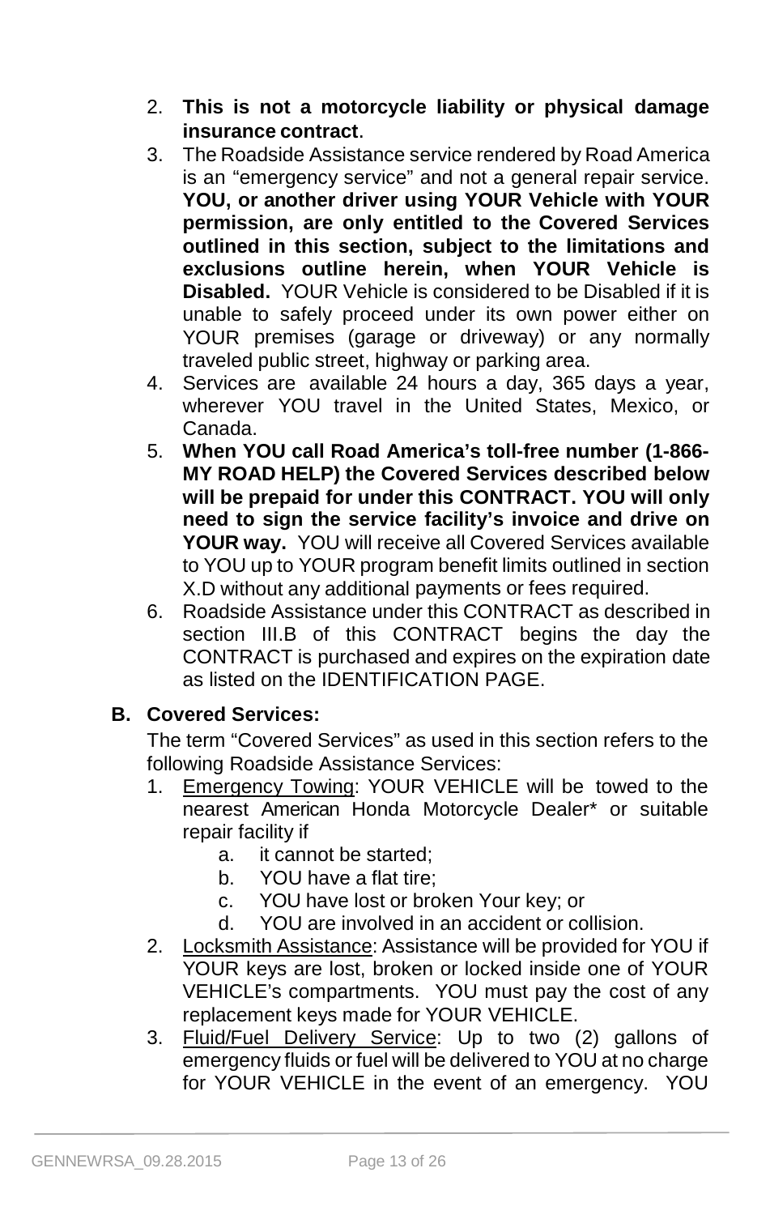2. **This is not a motorcycle liability or physical damage insurance contract**.
3. The Roadside Assistance service rendered by Road America is an "emergency service" and not a general repair service. **YOU, or another driver using YOUR Vehicle with YOUR permission, are only entitled to the Covered Services outlined in this section, subject to the limitations and exclusions outline herein, when YOUR Vehicle is Disabled.** YOUR Vehicle is considered to be Disabled if it is unable to safely proceed under its own power either on YOUR premises (garage or driveway) or any normally traveled public street, highway or parking area.
4. Services are available 24 hours a day, 365 days a year, wherever YOU travel in the United States, Mexico, or Canada.
5. **When YOU call Road America's toll-free number (1-866-MY ROAD HELP) the Covered Services described below will be prepaid for under this CONTRACT. YOU will only need to sign the service facility's invoice and drive on YOUR way.** YOU will receive all Covered Services available to YOU up to YOUR program benefit limits outlined in section X.D without any additional payments or fees required.
6. Roadside Assistance under this CONTRACT as described in section III.B of this CONTRACT begins the day the CONTRACT is purchased and expires on the expiration date as listed on the IDENTIFICATION PAGE.

### B. Covered Services:

The term "Covered Services" as used in this section refers to the following Roadside Assistance Services:

1. Emergency Towing: YOUR VEHICLE will be towed to the nearest American Honda Motorcycle Dealer* or suitable repair facility if
   a. it cannot be started;
   b. YOU have a flat tire;
   c. YOU have lost or broken Your key; or
   d. YOU are involved in an accident or collision.
2. Locksmith Assistance: Assistance will be provided for YOU if YOUR keys are lost, broken or locked inside one of YOUR VEHICLE's compartments. YOU must pay the cost of any replacement keys made for YOUR VEHICLE.
3. Fluid/Fuel Delivery Service: Up to two (2) gallons of emergency fluids or fuel will be delivered to YOU at no charge for YOUR VEHICLE in the event of an emergency. YOU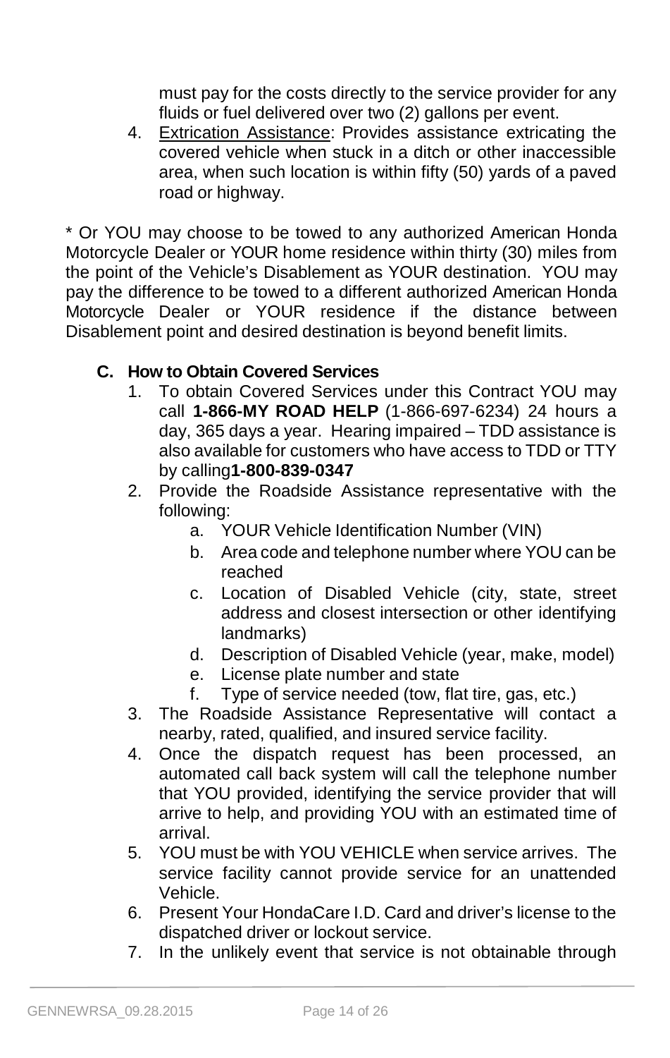must pay for the costs directly to the service provider for any fluids or fuel delivered over two (2) gallons per event.

4. <u>Extrication Assistance</u>: Provides assistance extricating the covered vehicle when stuck in a ditch or other inaccessible area, when such location is within fifty (50) yards of a paved road or highway.

* Or YOU may choose to be towed to any authorized American Honda Motorcycle Dealer or YOUR home residence within thirty (30) miles from the point of the Vehicle's Disablement as YOUR destination. YOU may pay the difference to be towed to a different authorized American Honda Motorcycle Dealer or YOUR residence if the distance between Disablement point and desired destination is beyond benefit limits.

### C. How to Obtain Covered Services

1. To obtain Covered Services under this Contract YOU may call **1-866-MY ROAD HELP** (1-866-697-6234) 24 hours a day, 365 days a year. Hearing impaired – TDD assistance is also available for customers who have access to TDD or TTY by calling**1-800-839-0347**
2. Provide the Roadside Assistance representative with the following:
    a. YOUR Vehicle Identification Number (VIN)
    b. Area code and telephone number where YOU can be reached
    c. Location of Disabled Vehicle (city, state, street address and closest intersection or other identifying landmarks)
    d. Description of Disabled Vehicle (year, make, model)
    e. License plate number and state
    f. Type of service needed (tow, flat tire, gas, etc.)
3. The Roadside Assistance Representative will contact a nearby, rated, qualified, and insured service facility.
4. Once the dispatch request has been processed, an automated call back system will call the telephone number that YOU provided, identifying the service provider that will arrive to help, and providing YOU with an estimated time of arrival.
5. YOU must be with YOU VEHICLE when service arrives. The service facility cannot provide service for an unattended Vehicle.
6. Present Your HondaCare I.D. Card and driver's license to the dispatched driver or lockout service.
7. In the unlikely event that service is not obtainable through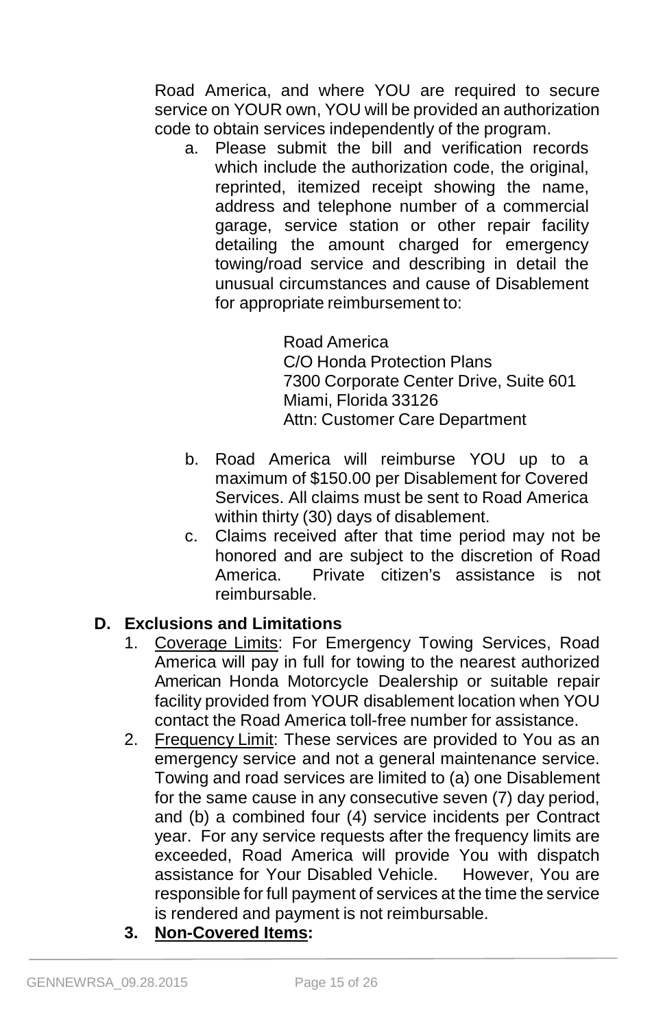Road America, and where YOU are required to secure service on YOUR own, YOU will be provided an authorization code to obtain services independently of the program.

a. Please submit the bill and verification records which include the authorization code, the original, reprinted, itemized receipt showing the name, address and telephone number of a commercial garage, service station or other repair facility detailing the amount charged for emergency towing/road service and describing in detail the unusual circumstances and cause of Disablement for appropriate reimbursement to:

   Road America
   C/O Honda Protection Plans
   7300 Corporate Center Drive, Suite 601
   Miami, Florida 33126
   Attn: Customer Care Department

b. Road America will reimburse YOU up to a maximum of $150.00 per Disablement for Covered Services. All claims must be sent to Road America within thirty (30) days of disablement.

c. Claims received after that time period may not be honored and are subject to the discretion of Road America. Private citizen's assistance is not reimbursable.

**D. Exclusions and Limitations**

1. <u>Coverage Limits</u>: For Emergency Towing Services, Road America will pay in full for towing to the nearest authorized American Honda Motorcycle Dealership or suitable repair facility provided from YOUR disablement location when YOU contact the Road America toll-free number for assistance.
2. <u>Frequency Limit</u>: These services are provided to You as an emergency service and not a general maintenance service. Towing and road services are limited to (a) one Disablement for the same cause in any consecutive seven (7) day period, and (b) a combined four (4) service incidents per Contract year. For any service requests after the frequency limits are exceeded, Road America will provide You with dispatch assistance for Your Disabled Vehicle. However, You are responsible for full payment of services at the time the service is rendered and payment is not reimbursable.
3. **<u>Non-Covered Items</u>:**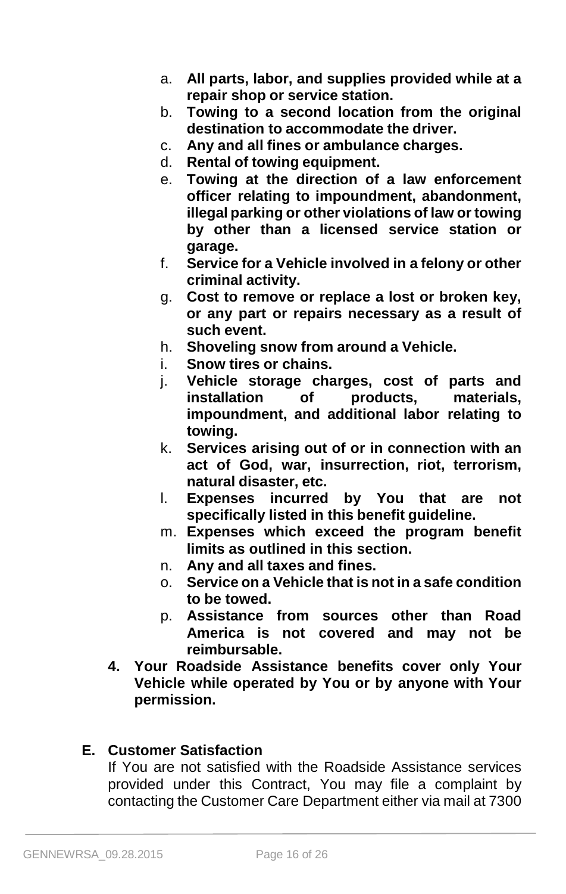a. **All parts, labor, and supplies provided while at a repair shop or service station.**
b. **Towing to a second location from the original destination to accommodate the driver.**
c. **Any and all fines or ambulance charges.**
d. **Rental of towing equipment.**
e. **Towing at the direction of a law enforcement officer relating to impoundment, abandonment, illegal parking or other violations of law or towing by other than a licensed service station or garage.**
f. **Service for a Vehicle involved in a felony or other criminal activity.**
g. **Cost to remove or replace a lost or broken key, or any part or repairs necessary as a result of such event.**
h. **Shoveling snow from around a Vehicle.**
i. **Snow tires or chains.**
j. **Vehicle storage charges, cost of parts and installation of products, materials, impoundment, and additional labor relating to towing.**
k. **Services arising out of or in connection with an act of God, war, insurrection, riot, terrorism, natural disaster, etc.**
l. **Expenses incurred by You that are not specifically listed in this benefit guideline.**
m. **Expenses which exceed the program benefit limits as outlined in this section.**
n. **Any and all taxes and fines.**
o. **Service on a Vehicle that is not in a safe condition to be towed.**
p. **Assistance from sources other than Road America is not covered and may not be reimbursable.**

4. **Your Roadside Assistance benefits cover only Your Vehicle while operated by You or by anyone with Your permission.**

**E. Customer Satisfaction**

If You are not satisfied with the Roadside Assistance services provided under this Contract, You may file a complaint by contacting the Customer Care Department either via mail at 7300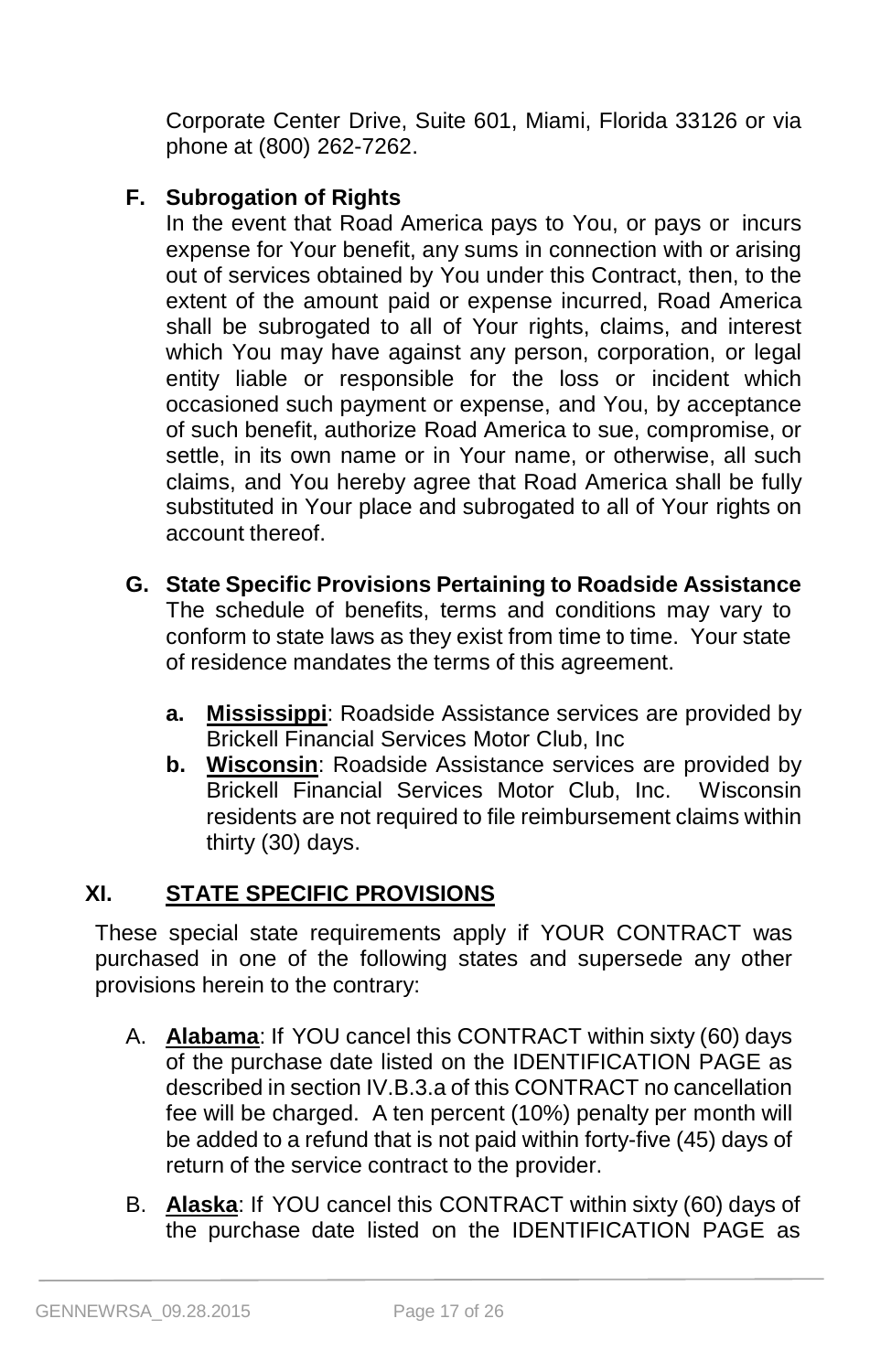Corporate Center Drive, Suite 601, Miami, Florida 33126 or via phone at (800) 262-7262.

**F. Subrogation of Rights**

In the event that Road America pays to You, or pays or incurs expense for Your benefit, any sums in connection with or arising out of services obtained by You under this Contract, then, to the extent of the amount paid or expense incurred, Road America shall be subrogated to all of Your rights, claims, and interest which You may have against any person, corporation, or legal entity liable or responsible for the loss or incident which occasioned such payment or expense, and You, by acceptance of such benefit, authorize Road America to sue, compromise, or settle, in its own name or in Your name, or otherwise, all such claims, and You hereby agree that Road America shall be fully substituted in Your place and subrogated to all of Your rights on account thereof.

**G. State Specific Provisions Pertaining to Roadside Assistance**

The schedule of benefits, terms and conditions may vary to conform to state laws as they exist from time to time. Your state of residence mandates the terms of this agreement.

- **a. Mississippi**: Roadside Assistance services are provided by Brickell Financial Services Motor Club, Inc
- **b. Wisconsin**: Roadside Assistance services are provided by Brickell Financial Services Motor Club, Inc. Wisconsin residents are not required to file reimbursement claims within thirty (30) days.

## XI. STATE SPECIFIC PROVISIONS

These special state requirements apply if YOUR CONTRACT was purchased in one of the following states and supersede any other provisions herein to the contrary:

A. **Alabama**: If YOU cancel this CONTRACT within sixty (60) days of the purchase date listed on the IDENTIFICATION PAGE as described in section IV.B.3.a of this CONTRACT no cancellation fee will be charged. A ten percent (10%) penalty per month will be added to a refund that is not paid within forty-five (45) days of return of the service contract to the provider.

B. **Alaska**: If YOU cancel this CONTRACT within sixty (60) days of the purchase date listed on the IDENTIFICATION PAGE as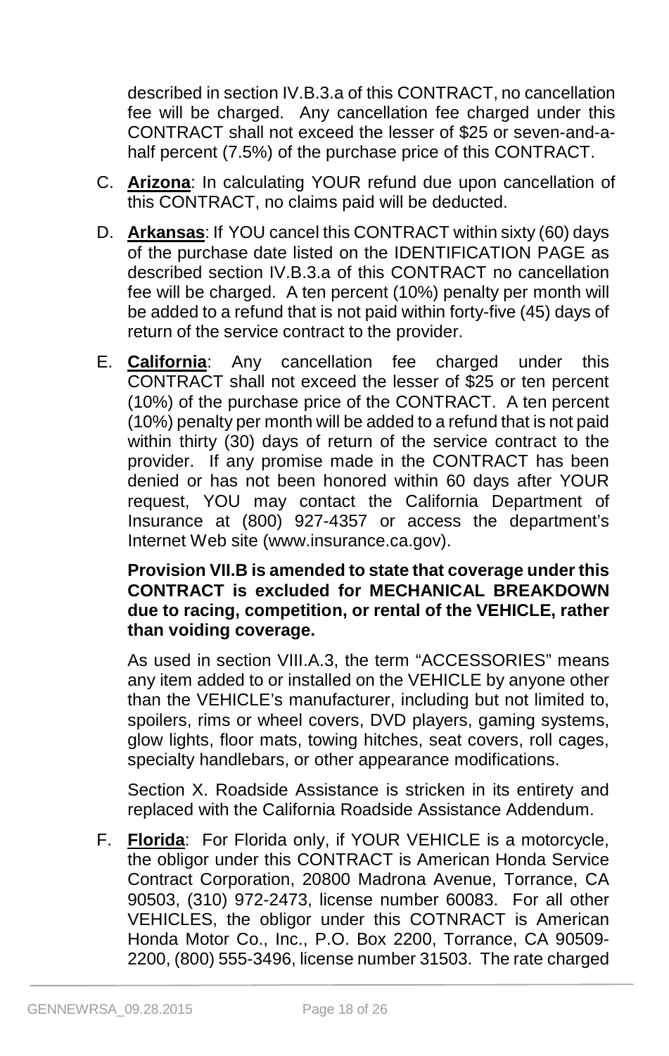described in section IV.B.3.a of this CONTRACT, no cancellation fee will be charged. Any cancellation fee charged under this CONTRACT shall not exceed the lesser of $25 or seven-and-a-half percent (7.5%) of the purchase price of this CONTRACT.

C. **Arizona**: In calculating YOUR refund due upon cancellation of this CONTRACT, no claims paid will be deducted.

D. **Arkansas**: If YOU cancel this CONTRACT within sixty (60) days of the purchase date listed on the IDENTIFICATION PAGE as described section IV.B.3.a of this CONTRACT no cancellation fee will be charged. A ten percent (10%) penalty per month will be added to a refund that is not paid within forty-five (45) days of return of the service contract to the provider.

E. **California**: Any cancellation fee charged under this CONTRACT shall not exceed the lesser of $25 or ten percent (10%) of the purchase price of the CONTRACT. A ten percent (10%) penalty per month will be added to a refund that is not paid within thirty (30) days of return of the service contract to the provider. If any promise made in the CONTRACT has been denied or has not been honored within 60 days after YOUR request, YOU may contact the California Department of Insurance at (800) 927-4357 or access the department's Internet Web site (www.insurance.ca.gov).

   **Provision VII.B is amended to state that coverage under this CONTRACT is excluded for MECHANICAL BREAKDOWN due to racing, competition, or rental of the VEHICLE, rather than voiding coverage.**

   As used in section VIII.A.3, the term "ACCESSORIES" means any item added to or installed on the VEHICLE by anyone other than the VEHICLE's manufacturer, including but not limited to, spoilers, rims or wheel covers, DVD players, gaming systems, glow lights, floor mats, towing hitches, seat covers, roll cages, specialty handlebars, or other appearance modifications.

   Section X. Roadside Assistance is stricken in its entirety and replaced with the California Roadside Assistance Addendum.

F. **Florida**: For Florida only, if YOUR VEHICLE is a motorcycle, the obligor under this CONTRACT is American Honda Service Contract Corporation, 20800 Madrona Avenue, Torrance, CA 90503, (310) 972-2473, license number 60083. For all other VEHICLES, the obligor under this COTNRACT is American Honda Motor Co., Inc., P.O. Box 2200, Torrance, CA 90509-2200, (800) 555-3496, license number 31503. The rate charged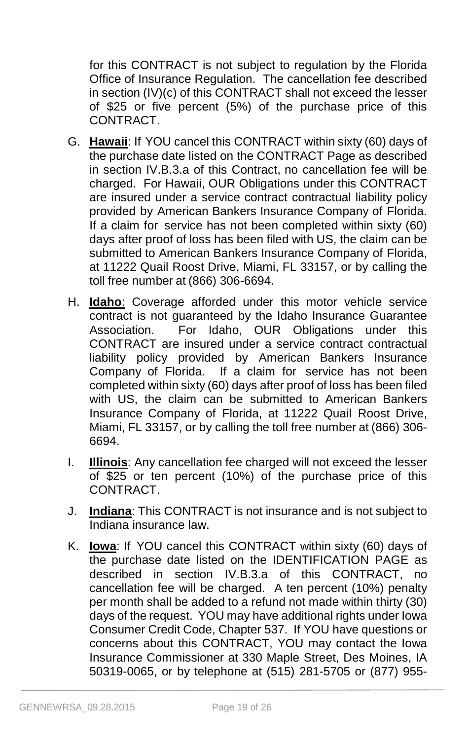for this CONTRACT is not subject to regulation by the Florida Office of Insurance Regulation. The cancellation fee described in section (IV)(c) of this CONTRACT shall not exceed the lesser of $25 or five percent (5%) of the purchase price of this CONTRACT.

G. **Hawaii**: If YOU cancel this CONTRACT within sixty (60) days of the purchase date listed on the CONTRACT Page as described in section IV.B.3.a of this Contract, no cancellation fee will be charged. For Hawaii, OUR Obligations under this CONTRACT are insured under a service contract contractual liability policy provided by American Bankers Insurance Company of Florida. If a claim for service has not been completed within sixty (60) days after proof of loss has been filed with US, the claim can be submitted to American Bankers Insurance Company of Florida, at 11222 Quail Roost Drive, Miami, FL 33157, or by calling the toll free number at (866) 306-6694.

H. **Idaho**: Coverage afforded under this motor vehicle service contract is not guaranteed by the Idaho Insurance Guarantee Association. For Idaho, OUR Obligations under this CONTRACT are insured under a service contract contractual liability policy provided by American Bankers Insurance Company of Florida. If a claim for service has not been completed within sixty (60) days after proof of loss has been filed with US, the claim can be submitted to American Bankers Insurance Company of Florida, at 11222 Quail Roost Drive, Miami, FL 33157, or by calling the toll free number at (866) 306-6694.

I. **Illinois**: Any cancellation fee charged will not exceed the lesser of $25 or ten percent (10%) of the purchase price of this CONTRACT.

J. **Indiana**: This CONTRACT is not insurance and is not subject to Indiana insurance law.

K. **Iowa**: If YOU cancel this CONTRACT within sixty (60) days of the purchase date listed on the IDENTIFICATION PAGE as described in section IV.B.3.a of this CONTRACT, no cancellation fee will be charged. A ten percent (10%) penalty per month shall be added to a refund not made within thirty (30) days of the request. YOU may have additional rights under Iowa Consumer Credit Code, Chapter 537. If YOU have questions or concerns about this CONTRACT, YOU may contact the Iowa Insurance Commissioner at 330 Maple Street, Des Moines, IA 50319-0065, or by telephone at (515) 281-5705 or (877) 955-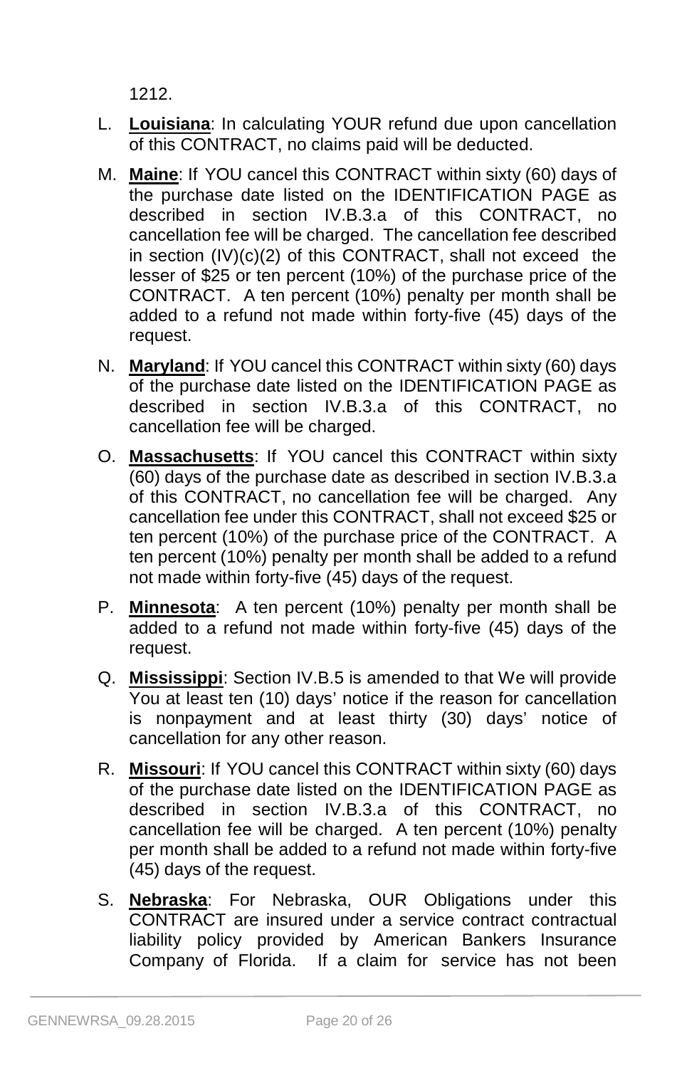1212.

L. **Louisiana**: In calculating YOUR refund due upon cancellation of this CONTRACT, no claims paid will be deducted.

M. **Maine**: If YOU cancel this CONTRACT within sixty (60) days of the purchase date listed on the IDENTIFICATION PAGE as described in section IV.B.3.a of this CONTRACT, no cancellation fee will be charged. The cancellation fee described in section (IV)(c)(2) of this CONTRACT, shall not exceed the lesser of $25 or ten percent (10%) of the purchase price of the CONTRACT. A ten percent (10%) penalty per month shall be added to a refund not made within forty-five (45) days of the request.

N. **Maryland**: If YOU cancel this CONTRACT within sixty (60) days of the purchase date listed on the IDENTIFICATION PAGE as described in section IV.B.3.a of this CONTRACT, no cancellation fee will be charged.

O. **Massachusetts**: If YOU cancel this CONTRACT within sixty (60) days of the purchase date as described in section IV.B.3.a of this CONTRACT, no cancellation fee will be charged. Any cancellation fee under this CONTRACT, shall not exceed $25 or ten percent (10%) of the purchase price of the CONTRACT. A ten percent (10%) penalty per month shall be added to a refund not made within forty-five (45) days of the request.

P. **Minnesota**: A ten percent (10%) penalty per month shall be added to a refund not made within forty-five (45) days of the request.

Q. **Mississippi**: Section IV.B.5 is amended to that We will provide You at least ten (10) days' notice if the reason for cancellation is nonpayment and at least thirty (30) days' notice of cancellation for any other reason.

R. **Missouri**: If YOU cancel this CONTRACT within sixty (60) days of the purchase date listed on the IDENTIFICATION PAGE as described in section IV.B.3.a of this CONTRACT, no cancellation fee will be charged. A ten percent (10%) penalty per month shall be added to a refund not made within forty-five (45) days of the request.

S. **Nebraska**: For Nebraska, OUR Obligations under this CONTRACT are insured under a service contract contractual liability policy provided by American Bankers Insurance Company of Florida. If a claim for service has not been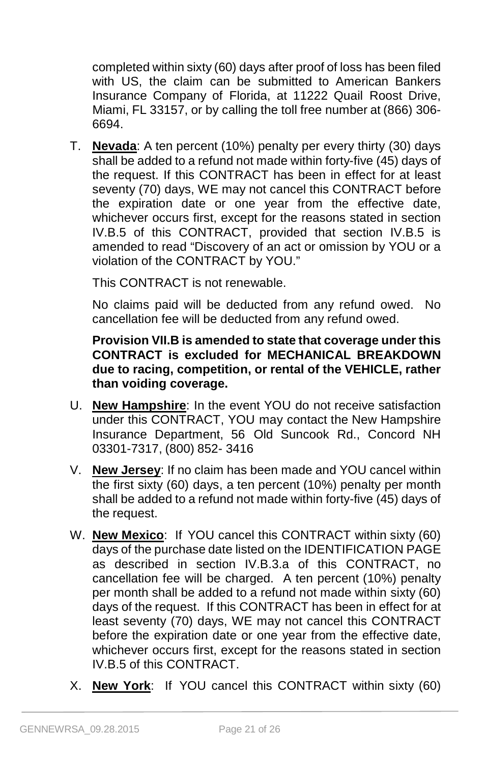completed within sixty (60) days after proof of loss has been filed with US, the claim can be submitted to American Bankers Insurance Company of Florida, at 11222 Quail Roost Drive, Miami, FL 33157, or by calling the toll free number at (866) 306-6694.

T. <u>**Nevada**</u>: A ten percent (10%) penalty per every thirty (30) days shall be added to a refund not made within forty-five (45) days of the request. If this CONTRACT has been in effect for at least seventy (70) days, WE may not cancel this CONTRACT before the expiration date or one year from the effective date, whichever occurs first, except for the reasons stated in section IV.B.5 of this CONTRACT, provided that section IV.B.5 is amended to read "Discovery of an act or omission by YOU or a violation of the CONTRACT by YOU."

   This CONTRACT is not renewable.

   No claims paid will be deducted from any refund owed. No cancellation fee will be deducted from any refund owed.

   **Provision VII.B is amended to state that coverage under this CONTRACT is excluded for MECHANICAL BREAKDOWN due to racing, competition, or rental of the VEHICLE, rather than voiding coverage.**

U. <u>**New Hampshire**</u>: In the event YOU do not receive satisfaction under this CONTRACT, YOU may contact the New Hampshire Insurance Department, 56 Old Suncook Rd., Concord NH 03301-7317, (800) 852- 3416

V. <u>**New Jersey**</u>: If no claim has been made and YOU cancel within the first sixty (60) days, a ten percent (10%) penalty per month shall be added to a refund not made within forty-five (45) days of the request.

W. <u>**New Mexico**</u>: If YOU cancel this CONTRACT within sixty (60) days of the purchase date listed on the IDENTIFICATION PAGE as described in section IV.B.3.a of this CONTRACT, no cancellation fee will be charged. A ten percent (10%) penalty per month shall be added to a refund not made within sixty (60) days of the request. If this CONTRACT has been in effect for at least seventy (70) days, WE may not cancel this CONTRACT before the expiration date or one year from the effective date, whichever occurs first, except for the reasons stated in section IV.B.5 of this CONTRACT.

X. <u>**New York**</u>: If YOU cancel this CONTRACT within sixty (60)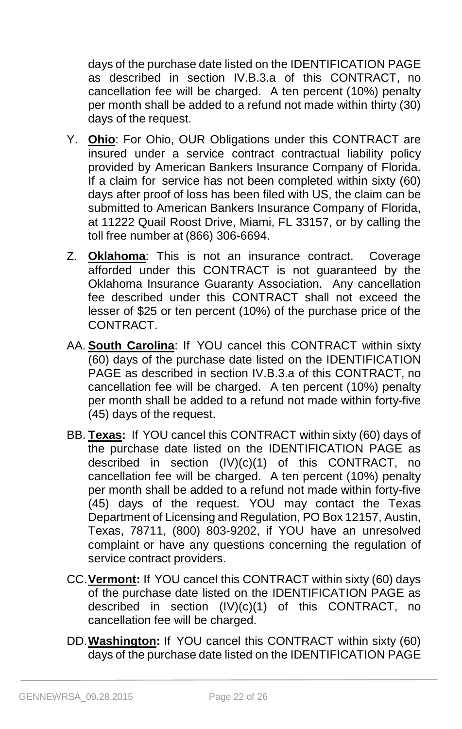days of the purchase date listed on the IDENTIFICATION PAGE as described in section IV.B.3.a of this CONTRACT, no cancellation fee will be charged. A ten percent (10%) penalty per month shall be added to a refund not made within thirty (30) days of the request.

Y. **Ohio**: For Ohio, OUR Obligations under this CONTRACT are insured under a service contract contractual liability policy provided by American Bankers Insurance Company of Florida. If a claim for service has not been completed within sixty (60) days after proof of loss has been filed with US, the claim can be submitted to American Bankers Insurance Company of Florida, at 11222 Quail Roost Drive, Miami, FL 33157, or by calling the toll free number at (866) 306-6694.

Z. **Oklahoma**: This is not an insurance contract. Coverage afforded under this CONTRACT is not guaranteed by the Oklahoma Insurance Guaranty Association. Any cancellation fee described under this CONTRACT shall not exceed the lesser of $25 or ten percent (10%) of the purchase price of the CONTRACT.

AA. **South Carolina**: If YOU cancel this CONTRACT within sixty (60) days of the purchase date listed on the IDENTIFICATION PAGE as described in section IV.B.3.a of this CONTRACT, no cancellation fee will be charged. A ten percent (10%) penalty per month shall be added to a refund not made within forty-five (45) days of the request.

BB. **Texas:** If YOU cancel this CONTRACT within sixty (60) days of the purchase date listed on the IDENTIFICATION PAGE as described in section (IV)(c)(1) of this CONTRACT, no cancellation fee will be charged. A ten percent (10%) penalty per month shall be added to a refund not made within forty-five (45) days of the request. YOU may contact the Texas Department of Licensing and Regulation, PO Box 12157, Austin, Texas, 78711, (800) 803-9202, if YOU have an unresolved complaint or have any questions concerning the regulation of service contract providers.

CC. **Vermont:** If YOU cancel this CONTRACT within sixty (60) days of the purchase date listed on the IDENTIFICATION PAGE as described in section (IV)(c)(1) of this CONTRACT, no cancellation fee will be charged.

DD. **Washington:** If YOU cancel this CONTRACT within sixty (60) days of the purchase date listed on the IDENTIFICATION PAGE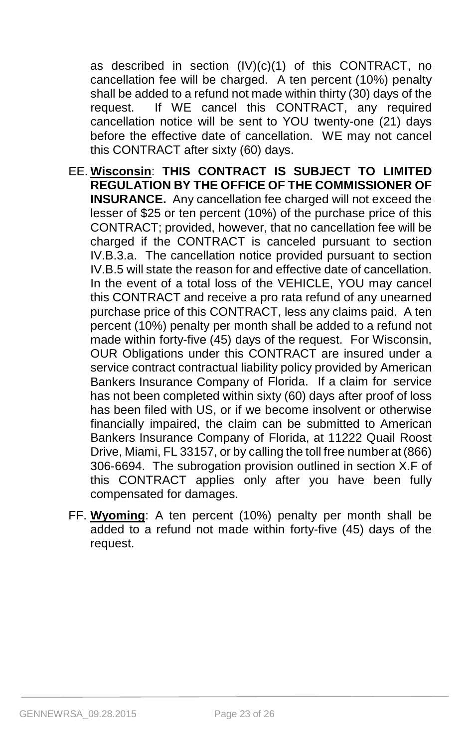as described in section (IV)(c)(1) of this CONTRACT, no cancellation fee will be charged. A ten percent (10%) penalty shall be added to a refund not made within thirty (30) days of the request. If WE cancel this CONTRACT, any required cancellation notice will be sent to YOU twenty-one (21) days before the effective date of cancellation. WE may not cancel this CONTRACT after sixty (60) days.

EE. **Wisconsin**: **THIS CONTRACT IS SUBJECT TO LIMITED REGULATION BY THE OFFICE OF THE COMMISSIONER OF INSURANCE.** Any cancellation fee charged will not exceed the lesser of $25 or ten percent (10%) of the purchase price of this CONTRACT; provided, however, that no cancellation fee will be charged if the CONTRACT is canceled pursuant to section IV.B.3.a. The cancellation notice provided pursuant to section IV.B.5 will state the reason for and effective date of cancellation. In the event of a total loss of the VEHICLE, YOU may cancel this CONTRACT and receive a pro rata refund of any unearned purchase price of this CONTRACT, less any claims paid. A ten percent (10%) penalty per month shall be added to a refund not made within forty-five (45) days of the request. For Wisconsin, OUR Obligations under this CONTRACT are insured under a service contract contractual liability policy provided by American Bankers Insurance Company of Florida. If a claim for service has not been completed within sixty (60) days after proof of loss has been filed with US, or if we become insolvent or otherwise financially impaired, the claim can be submitted to American Bankers Insurance Company of Florida, at 11222 Quail Roost Drive, Miami, FL 33157, or by calling the toll free number at (866) 306-6694. The subrogation provision outlined in section X.F of this CONTRACT applies only after you have been fully compensated for damages.

FF. **Wyoming**: A ten percent (10%) penalty per month shall be added to a refund not made within forty-five (45) days of the request.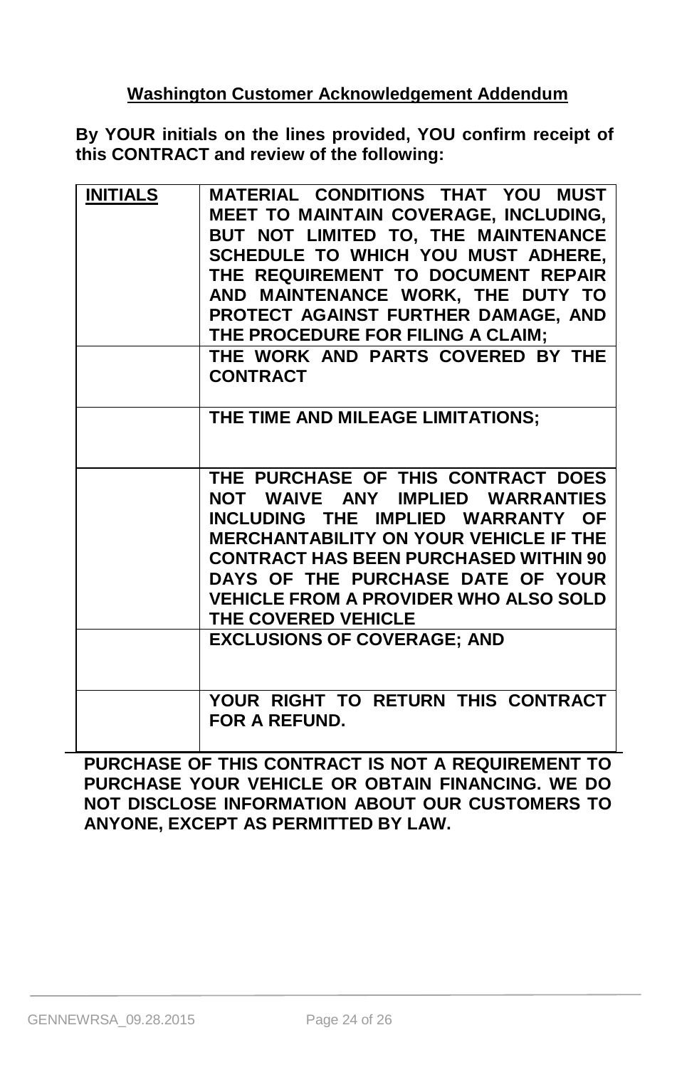## Washington Customer Acknowledgement Addendum

**By YOUR initials on the lines provided, YOU confirm receipt of this CONTRACT and review of the following:**

| INITIALS | MATERIAL CONDITIONS THAT YOU MUST MEET TO MAINTAIN COVERAGE, INCLUDING, BUT NOT LIMITED TO, THE MAINTENANCE SCHEDULE TO WHICH YOU MUST ADHERE, THE REQUIREMENT TO DOCUMENT REPAIR AND MAINTENANCE WORK, THE DUTY TO PROTECT AGAINST FURTHER DAMAGE, AND THE PROCEDURE FOR FILING A CLAIM; |
|---|---|
| | THE WORK AND PARTS COVERED BY THE CONTRACT |
| | THE TIME AND MILEAGE LIMITATIONS; |
| | THE PURCHASE OF THIS CONTRACT DOES NOT WAIVE ANY IMPLIED WARRANTIES INCLUDING THE IMPLIED WARRANTY OF MERCHANTABILITY ON YOUR VEHICLE IF THE CONTRACT HAS BEEN PURCHASED WITHIN 90 DAYS OF THE PURCHASE DATE OF YOUR VEHICLE FROM A PROVIDER WHO ALSO SOLD THE COVERED VEHICLE |
| | EXCLUSIONS OF COVERAGE; AND |
| | YOUR RIGHT TO RETURN THIS CONTRACT FOR A REFUND. |

**PURCHASE OF THIS CONTRACT IS NOT A REQUIREMENT TO PURCHASE YOUR VEHICLE OR OBTAIN FINANCING. WE DO NOT DISCLOSE INFORMATION ABOUT OUR CUSTOMERS TO ANYONE, EXCEPT AS PERMITTED BY LAW.**

GENNEWRSA_09.28.2015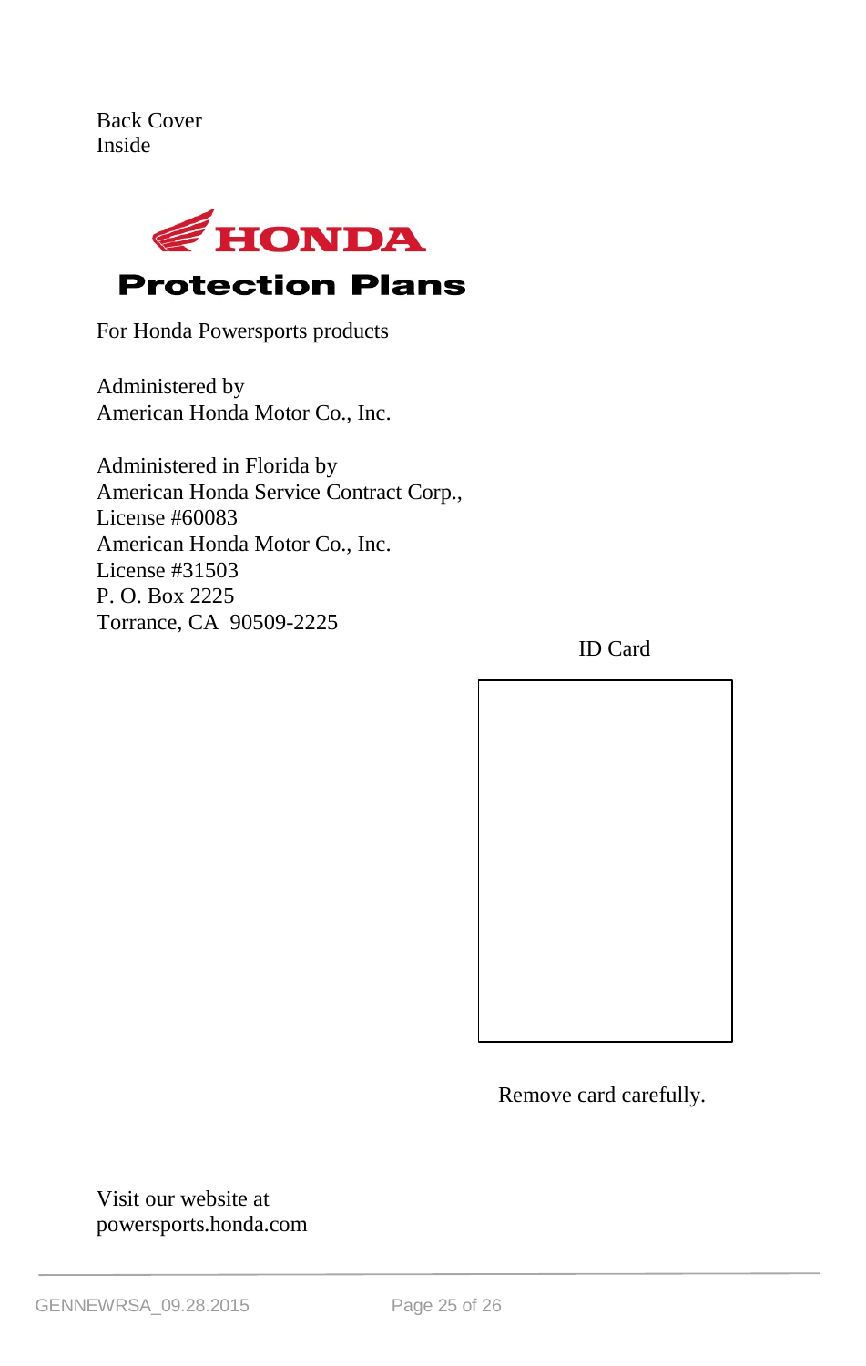Back Cover
Inside

# HONDA
## Protection Plans

For Honda Powersports products

Administered by
American Honda Motor Co., Inc.

Administered in Florida by
American Honda Service Contract Corp.,
License #60083
American Honda Motor Co., Inc.
License #31503
P. O. Box 2225
Torrance, CA 90509-2225

ID Card

Remove card carefully.

Visit our website at
powersports.honda.com

GENNEWRSA_09.28.2015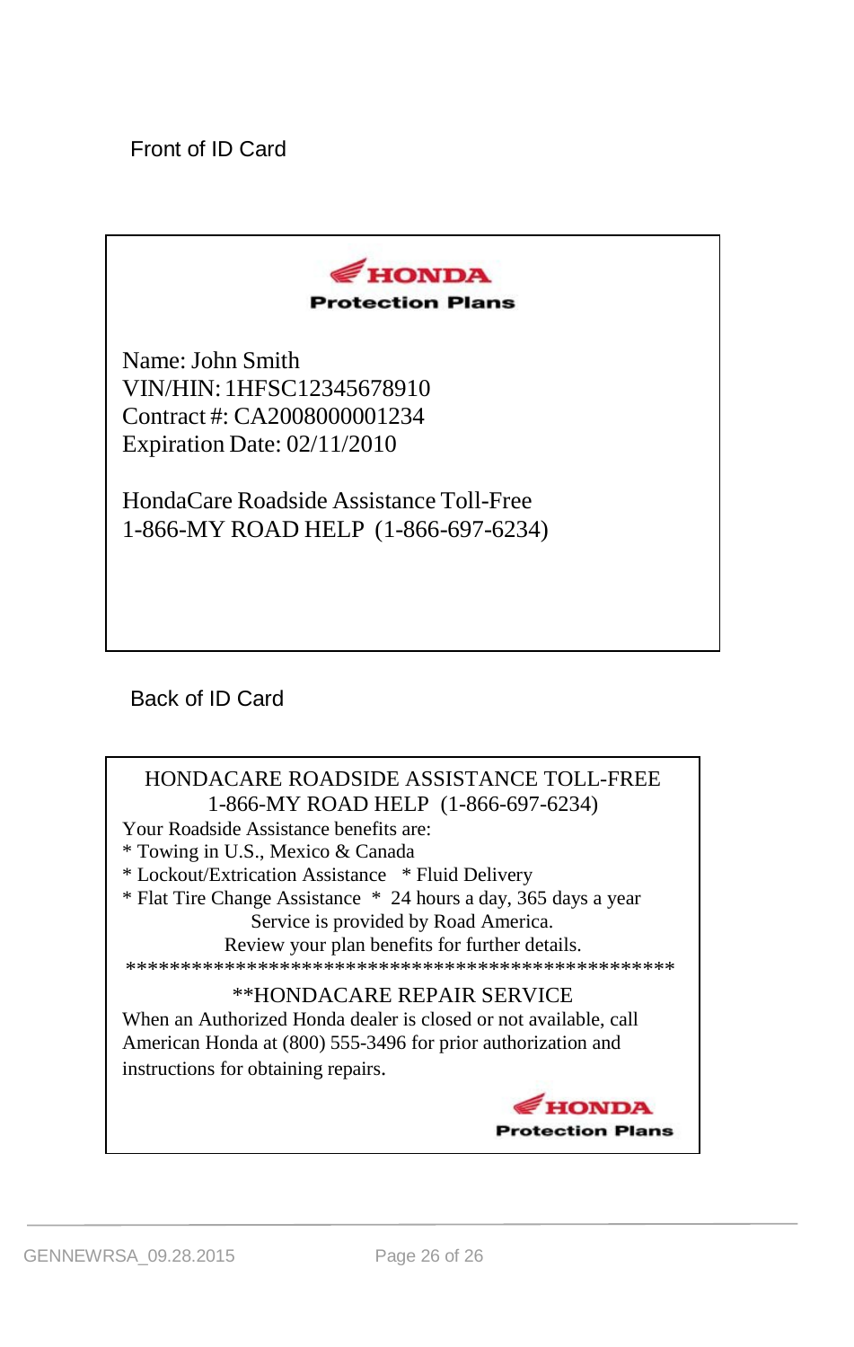Front of ID Card

**HONDA**
**Protection Plans**

Name: John Smith
VIN/HIN: 1HFSC12345678910
Contract #: CA2008000001234
Expiration Date: 02/11/2010

HondaCare Roadside Assistance Toll-Free
1-866-MY ROAD HELP (1-866-697-6234)

Back of ID Card

HONDACARE ROADSIDE ASSISTANCE TOLL-FREE
1-866-MY ROAD HELP (1-866-697-6234)

Your Roadside Assistance benefits are:
* Towing in U.S., Mexico & Canada
* Lockout/Extrication Assistance * Fluid Delivery
* Flat Tire Change Assistance * 24 hours a day, 365 days a year

Service is provided by Road America.
Review your plan benefits for further details.

**************************************************

**HONDACARE REPAIR SERVICE
When an Authorized Honda dealer is closed or not available, call American Honda at (800) 555-3496 for prior authorization and instructions for obtaining repairs.

**HONDA**
**Protection Plans**

GENNEWRSA_09.28.2015